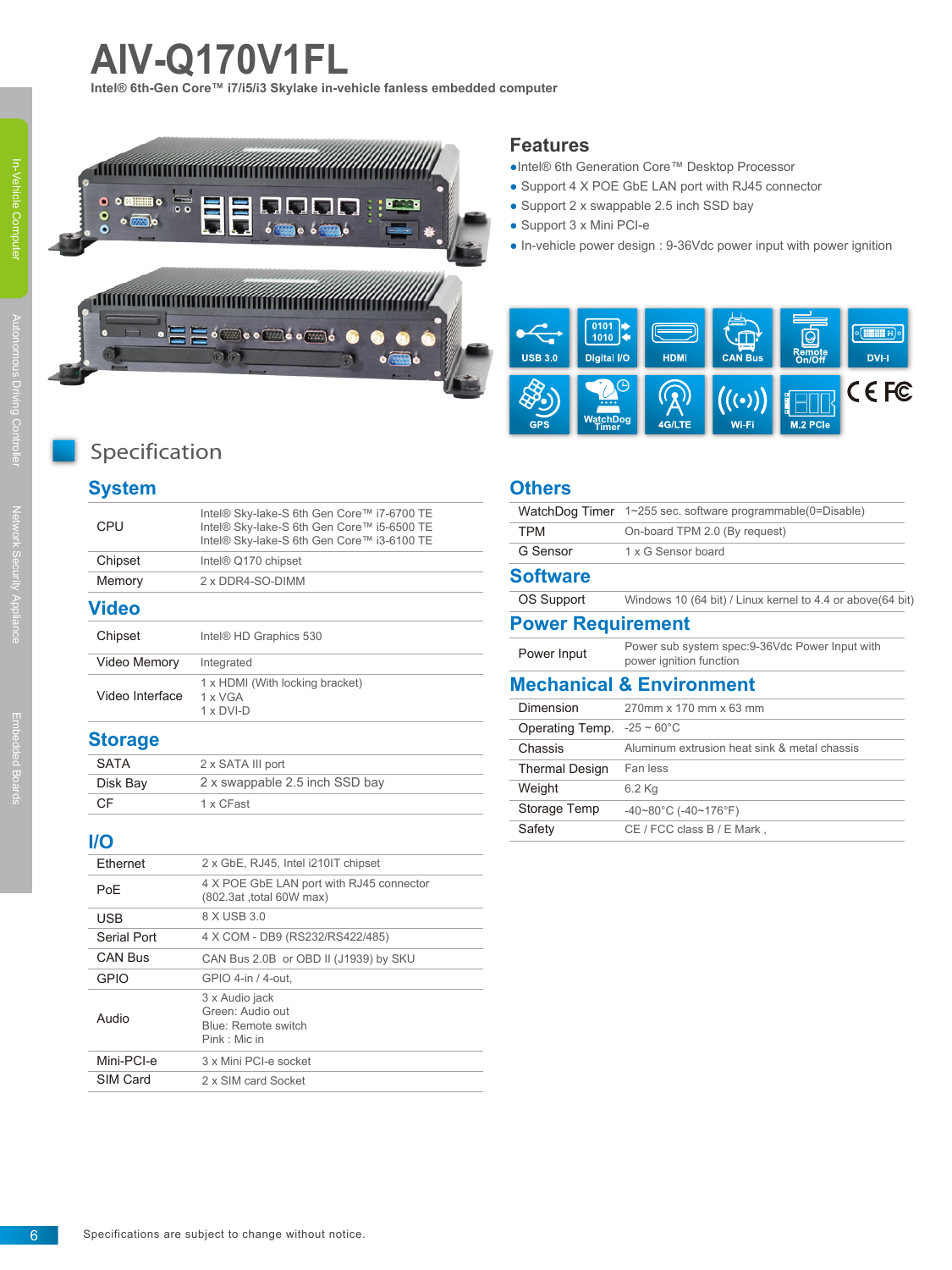# AIV-Q170V1FL

**Intel® 6th-Gen Core™ i7/i5/i3 Skylake in-vehicle fanless embedded computer**

## Features

- Intel® 6th Generation Core™ Desktop Processor
- Support 4 X POE GbE LAN port with RJ45 connector
- Support 2 x swappable 2.5 inch SSD bay
- Support 3 x Mini PCI-e
- In-vehicle power design : 9-36Vdc power input with power ignition

USB 3.0 | Digital I/O | HDMI | CAN Bus | Remote On/Off | DVI-I | GPS | WatchDog Timer | 4G/LTE | Wi-Fi | M.2 PCIe | CE FC

## Specification

### System

| | |
|---|---|
| CPU | Intel® Sky-lake-S 6th Gen Core™ i7-6700 TE<br>Intel® Sky-lake-S 6th Gen Core™ i5-6500 TE<br>Intel® Sky-lake-S 6th Gen Core™ i3-6100 TE |
| Chipset | Intel® Q170 chipset |
| Memory | 2 x DDR4-SO-DIMM |

### Video

| | |
|---|---|
| Chipset | Intel® HD Graphics 530 |
| Video Memory | Integrated |
| Video Interface | 1 x HDMI (With locking bracket)<br>1 x VGA<br>1 x DVI-D |

### Storage

| | |
|---|---|
| SATA | 2 x SATA III port |
| Disk Bay | 2 x swappable 2.5 inch SSD bay |
| CF | 1 x CFast |

### I/O

| | |
|---|---|
| Ethernet | 2 x GbE, RJ45, Intel i210IT chipset |
| PoE | 4 X POE GbE LAN port with RJ45 connector (802.3at ,total 60W max) |
| USB | 8 X USB 3.0 |
| Serial Port | 4 X COM - DB9 (RS232/RS422/485) |
| CAN Bus | CAN Bus 2.0B or OBD II (J1939) by SKU |
| GPIO | GPIO 4-in / 4-out, |
| Audio | 3 x Audio jack<br>Green: Audio out<br>Blue: Remote switch<br>Pink : Mic in |
| Mini-PCI-e | 3 x Mini PCI-e socket |
| SIM Card | 2 x SIM card Socket |

### Others

| | |
|---|---|
| WatchDog Timer | 1~255 sec. software programmable(0=Disable) |
| TPM | On-board TPM 2.0 (By request) |
| G Sensor | 1 x G Sensor board |

### Software

| | |
|---|---|
| OS Support | Windows 10 (64 bit) / Linux kernel to 4.4 or above(64 bit) |

### Power Requirement

| | |
|---|---|
| Power Input | Power sub system spec:9-36Vdc Power Input with power ignition function |

### Mechanical & Environment

| | |
|---|---|
| Dimension | 270mm x 170 mm x 63 mm |
| Operating Temp. | -25 ~ 60°C |
| Chassis | Aluminum extrusion heat sink & metal chassis |
| Thermal Design | Fan less |
| Weight | 6.2 Kg |
| Storage Temp | -40~80°C (-40~176°F) |
| Safety | CE / FCC class B / E Mark , |

Specifications are subject to change without notice.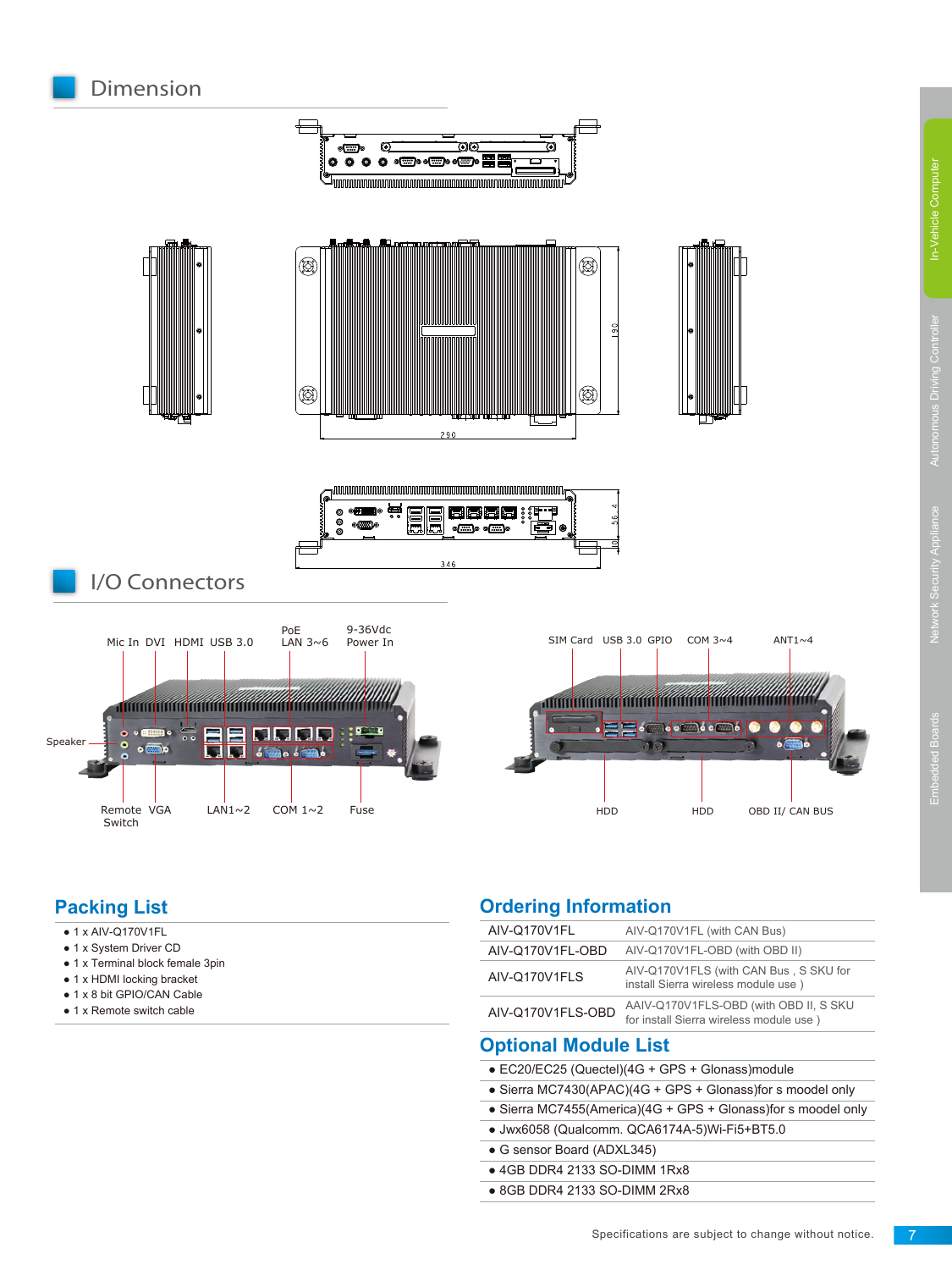## Dimension

190

290

56.4

10

346

## I/O Connectors

Mic In DVI HDMI USB 3.0 PoE LAN 3~6 9-36Vdc Power In

Speaker

Remote Switch VGA LAN1~2 COM 1~2 Fuse

SIM Card USB 3.0 GPIO COM 3~4 ANT1~4

HDD HDD OBD II/ CAN BUS

## Packing List

- 1 x AIV-Q170V1FL
- 1 x System Driver CD
- 1 x Terminal block female 3pin
- 1 x HDMI locking bracket
- 1 x 8 bit GPIO/CAN Cable
- 1 x Remote switch cable

## Ordering Information

| | |
|---|---|
| AIV-Q170V1FL | AIV-Q170V1FL (with CAN Bus) |
| AIV-Q170V1FL-OBD | AIV-Q170V1FL-OBD (with OBD II) |
| AIV-Q170V1FLS | AIV-Q170V1FLS (with CAN Bus , S SKU for install Sierra wireless module use ) |
| AIV-Q170V1FLS-OBD | AAIV-Q170V1FLS-OBD (with OBD II, S SKU for install Sierra wireless module use ) |

## Optional Module List

- EC20/EC25 (Quectel)(4G + GPS + Glonass)module
- Sierra MC7430(APAC)(4G + GPS + Glonass)for s moodel only
- Sierra MC7455(America)(4G + GPS + Glonass)for s moodel only
- Jwx6058 (Qualcomm. QCA6174A-5)Wi-Fi5+BT5.0
- G sensor Board (ADXL345)
- 4GB DDR4 2133 SO-DIMM 1Rx8
- 8GB DDR4 2133 SO-DIMM 2Rx8

Specifications are subject to change without notice.